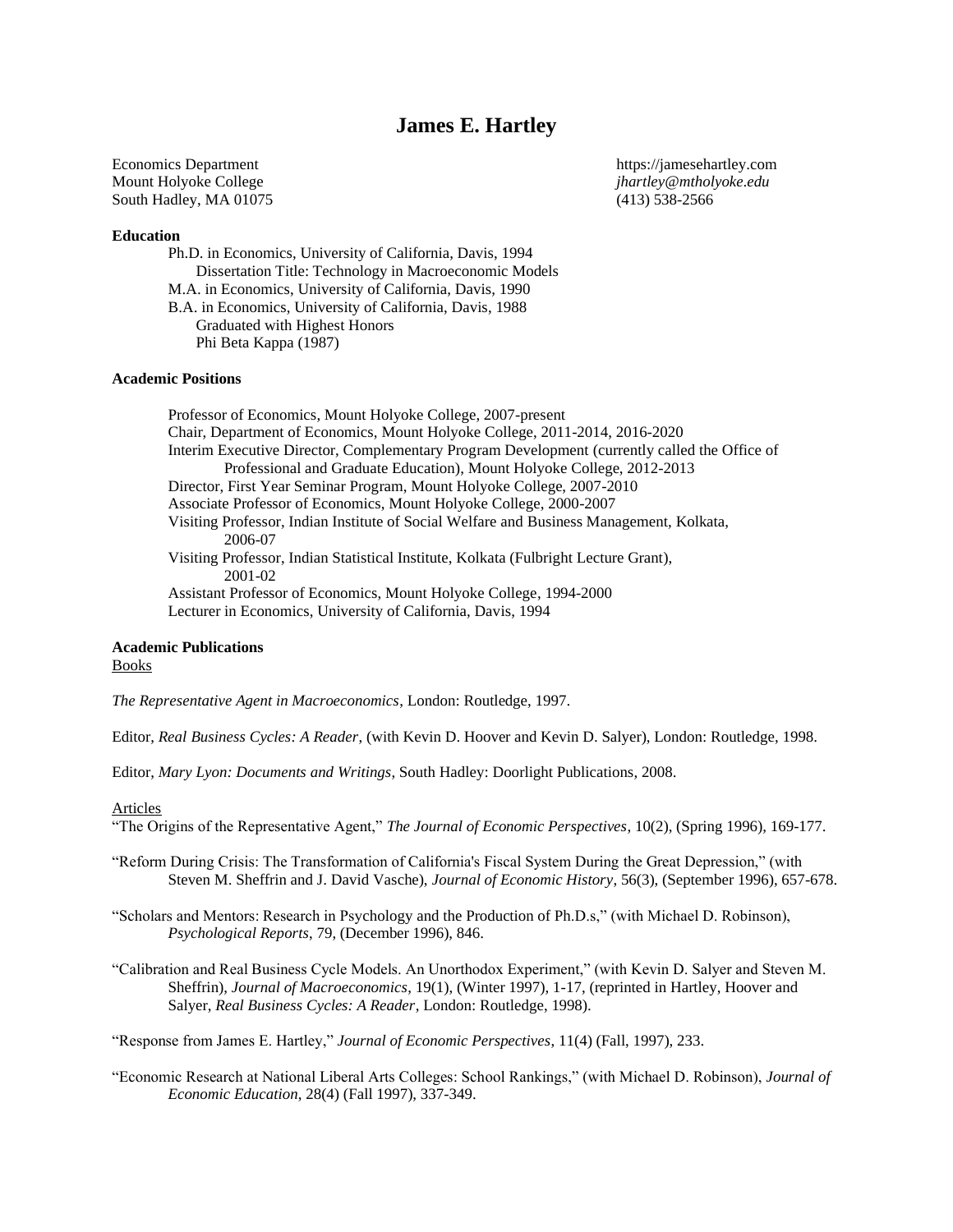# James E. Hartley

Economics Department
Mount Holyoke College
South Hadley, MA 01075

https://jamesehartley.com
*jhartley@mtholyoke.edu*
(413) 538-2566

**Education**

Ph.D. in Economics, University of California, Davis, 1994
Dissertation Title: Technology in Macroeconomic Models
M.A. in Economics, University of California, Davis, 1990
B.A. in Economics, University of California, Davis, 1988
Graduated with Highest Honors
Phi Beta Kappa (1987)

**Academic Positions**

Professor of Economics, Mount Holyoke College, 2007-present
Chair, Department of Economics, Mount Holyoke College, 2011-2014, 2016-2020
Interim Executive Director, Complementary Program Development (currently called the Office of Professional and Graduate Education), Mount Holyoke College, 2012-2013
Director, First Year Seminar Program, Mount Holyoke College, 2007-2010
Associate Professor of Economics, Mount Holyoke College, 2000-2007
Visiting Professor, Indian Institute of Social Welfare and Business Management, Kolkata, 2006-07
Visiting Professor, Indian Statistical Institute, Kolkata (Fulbright Lecture Grant), 2001-02
Assistant Professor of Economics, Mount Holyoke College, 1994-2000
Lecturer in Economics, University of California, Davis, 1994

**Academic Publications**

Books

*The Representative Agent in Macroeconomics*, London: Routledge, 1997.

Editor, *Real Business Cycles: A Reader*, (with Kevin D. Hoover and Kevin D. Salyer), London: Routledge, 1998.

Editor, *Mary Lyon: Documents and Writings*, South Hadley: Doorlight Publications, 2008.

Articles

"The Origins of the Representative Agent," *The Journal of Economic Perspectives*, 10(2), (Spring 1996), 169-177.

"Reform During Crisis: The Transformation of California's Fiscal System During the Great Depression," (with Steven M. Sheffrin and J. David Vasche), *Journal of Economic History*, 56(3), (September 1996), 657-678.

"Scholars and Mentors: Research in Psychology and the Production of Ph.D.s," (with Michael D. Robinson), *Psychological Reports*, 79, (December 1996), 846.

"Calibration and Real Business Cycle Models. An Unorthodox Experiment," (with Kevin D. Salyer and Steven M. Sheffrin), *Journal of Macroeconomics*, 19(1), (Winter 1997), 1-17, (reprinted in Hartley, Hoover and Salyer, *Real Business Cycles: A Reader*, London: Routledge, 1998).

"Response from James E. Hartley," *Journal of Economic Perspectives*, 11(4) (Fall, 1997), 233.

"Economic Research at National Liberal Arts Colleges: School Rankings," (with Michael D. Robinson), *Journal of Economic Education*, 28(4) (Fall 1997), 337-349.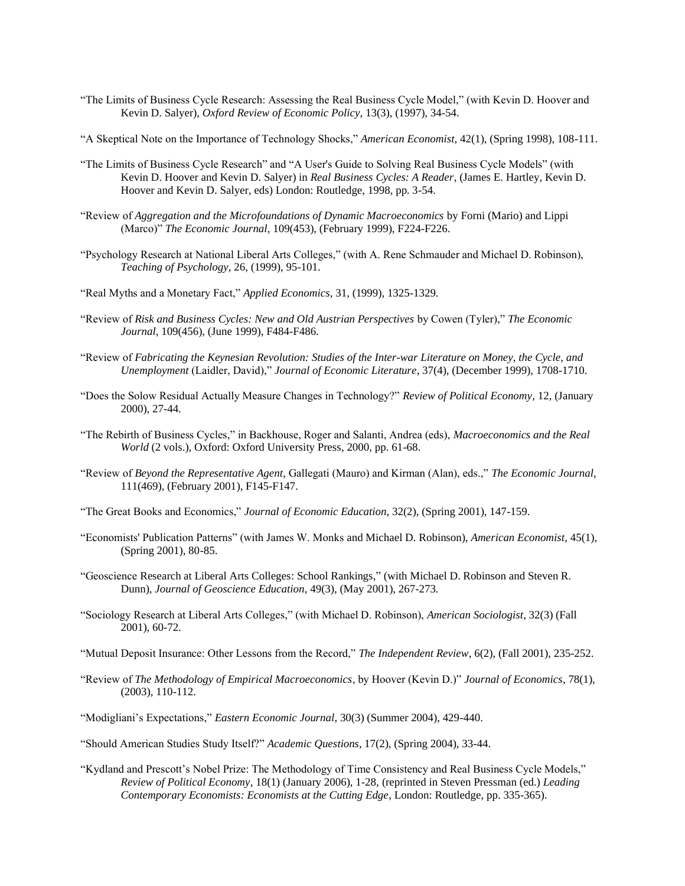"The Limits of Business Cycle Research: Assessing the Real Business Cycle Model," (with Kevin D. Hoover and Kevin D. Salyer), *Oxford Review of Economic Policy*, 13(3), (1997), 34-54.

"A Skeptical Note on the Importance of Technology Shocks," *American Economist*, 42(1), (Spring 1998), 108-111.

"The Limits of Business Cycle Research" and "A User's Guide to Solving Real Business Cycle Models" (with Kevin D. Hoover and Kevin D. Salyer) in *Real Business Cycles: A Reader*, (James E. Hartley, Kevin D. Hoover and Kevin D. Salyer, eds) London: Routledge, 1998, pp. 3-54.

"Review of *Aggregation and the Microfoundations of Dynamic Macroeconomics* by Forni (Mario) and Lippi (Marco)" *The Economic Journal*, 109(453), (February 1999), F224-F226.

"Psychology Research at National Liberal Arts Colleges," (with A. Rene Schmauder and Michael D. Robinson), *Teaching of Psychology*, 26, (1999), 95-101.

"Real Myths and a Monetary Fact," *Applied Economics*, 31, (1999), 1325-1329.

"Review of *Risk and Business Cycles: New and Old Austrian Perspectives* by Cowen (Tyler)," *The Economic Journal*, 109(456), (June 1999), F484-F486.

"Review of *Fabricating the Keynesian Revolution: Studies of the Inter-war Literature on Money, the Cycle, and Unemployment* (Laidler, David)," *Journal of Economic Literature*, 37(4), (December 1999), 1708-1710.

"Does the Solow Residual Actually Measure Changes in Technology?" *Review of Political Economy*, 12, (January 2000), 27-44.

"The Rebirth of Business Cycles," in Backhouse, Roger and Salanti, Andrea (eds), *Macroeconomics and the Real World* (2 vols.), Oxford: Oxford University Press, 2000, pp. 61-68.

"Review of *Beyond the Representative Agent*, Gallegati (Mauro) and Kirman (Alan), eds.," *The Economic Journal*, 111(469), (February 2001), F145-F147.

"The Great Books and Economics," *Journal of Economic Education*, 32(2), (Spring 2001), 147-159.

"Economists' Publication Patterns" (with James W. Monks and Michael D. Robinson), *American Economist*, 45(1), (Spring 2001), 80-85.

"Geoscience Research at Liberal Arts Colleges: School Rankings," (with Michael D. Robinson and Steven R. Dunn), *Journal of Geoscience Education*, 49(3), (May 2001), 267-273.

"Sociology Research at Liberal Arts Colleges," (with Michael D. Robinson), *American Sociologist*, 32(3) (Fall 2001), 60-72.

"Mutual Deposit Insurance: Other Lessons from the Record," *The Independent Review*, 6(2), (Fall 2001), 235-252.

"Review of *The Methodology of Empirical Macroeconomics*, by Hoover (Kevin D.)" *Journal of Economics*, 78(1), (2003), 110-112.

"Modigliani's Expectations," *Eastern Economic Journal*, 30(3) (Summer 2004), 429-440.

"Should American Studies Study Itself?" *Academic Questions*, 17(2), (Spring 2004), 33-44.

"Kydland and Prescott's Nobel Prize: The Methodology of Time Consistency and Real Business Cycle Models," *Review of Political Economy*, 18(1) (January 2006), 1-28, (reprinted in Steven Pressman (ed.) *Leading Contemporary Economists: Economists at the Cutting Edge*, London: Routledge, pp. 335-365).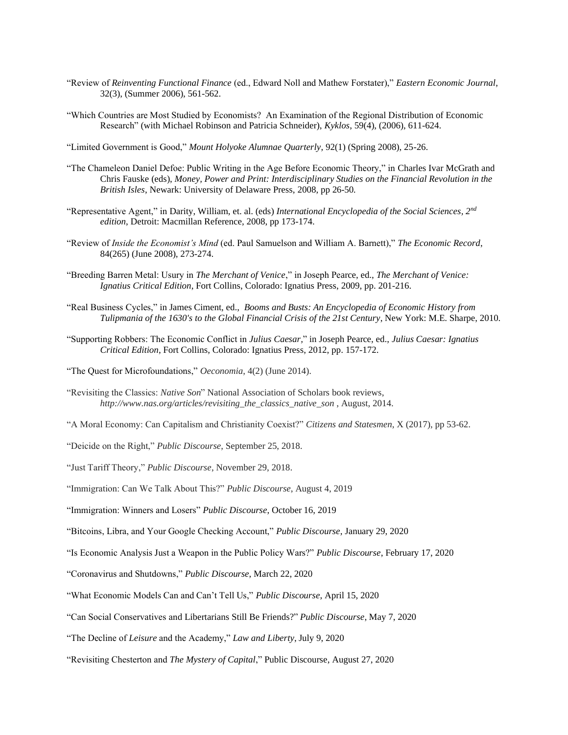"Review of *Reinventing Functional Finance* (ed., Edward Noll and Mathew Forstater)," *Eastern Economic Journal*, 32(3), (Summer 2006), 561-562.

"Which Countries are Most Studied by Economists? An Examination of the Regional Distribution of Economic Research" (with Michael Robinson and Patricia Schneider), *Kyklos*, 59(4), (2006), 611-624.

"Limited Government is Good," *Mount Holyoke Alumnae Quarterly*, 92(1) (Spring 2008), 25-26.

"The Chameleon Daniel Defoe: Public Writing in the Age Before Economic Theory," in Charles Ivar McGrath and Chris Fauske (eds), *Money, Power and Print: Interdisciplinary Studies on the Financial Revolution in the British Isles*, Newark: University of Delaware Press, 2008, pp 26-50.

"Representative Agent," in Darity, William, et. al. (eds) *International Encyclopedia of the Social Sciences, 2nd edition*, Detroit: Macmillan Reference, 2008, pp 173-174.

"Review of *Inside the Economist's Mind* (ed. Paul Samuelson and William A. Barnett)," *The Economic Record*, 84(265) (June 2008), 273-274.

"Breeding Barren Metal: Usury in *The Merchant of Venice*," in Joseph Pearce, ed., *The Merchant of Venice: Ignatius Critical Edition*, Fort Collins, Colorado: Ignatius Press, 2009, pp. 201-216.

"Real Business Cycles," in James Ciment, ed., *Booms and Busts: An Encyclopedia of Economic History from Tulipmania of the 1630's to the Global Financial Crisis of the 21st Century*, New York: M.E. Sharpe, 2010.

"Supporting Robbers: The Economic Conflict in *Julius Caesar*," in Joseph Pearce, ed., *Julius Caesar: Ignatius Critical Edition*, Fort Collins, Colorado: Ignatius Press, 2012, pp. 157-172.

"The Quest for Microfoundations," *Oeconomia*, 4(2) (June 2014).

"Revisiting the Classics: *Native Son*" National Association of Scholars book reviews, *http://www.nas.org/articles/revisiting_the_classics_native_son* , August, 2014.

"A Moral Economy: Can Capitalism and Christianity Coexist?" *Citizens and Statesmen*, X (2017), pp 53-62.

"Deicide on the Right," *Public Discourse*, September 25, 2018.

"Just Tariff Theory," *Public Discourse*, November 29, 2018.

"Immigration: Can We Talk About This?" *Public Discourse*, August 4, 2019

"Immigration: Winners and Losers" *Public Discourse,* October 16, 2019

"Bitcoins, Libra, and Your Google Checking Account," *Public Discourse*, January 29, 2020

"Is Economic Analysis Just a Weapon in the Public Policy Wars?" *Public Discourse*, February 17, 2020

"Coronavirus and Shutdowns," *Public Discourse*, March 22, 2020

"What Economic Models Can and Can't Tell Us," *Public Discourse*, April 15, 2020

"Can Social Conservatives and Libertarians Still Be Friends?" *Public Discourse,* May 7, 2020

"The Decline of *Leisure* and the Academy," *Law and Liberty*, July 9, 2020

"Revisiting Chesterton and *The Mystery of Capital*," Public Discourse, August 27, 2020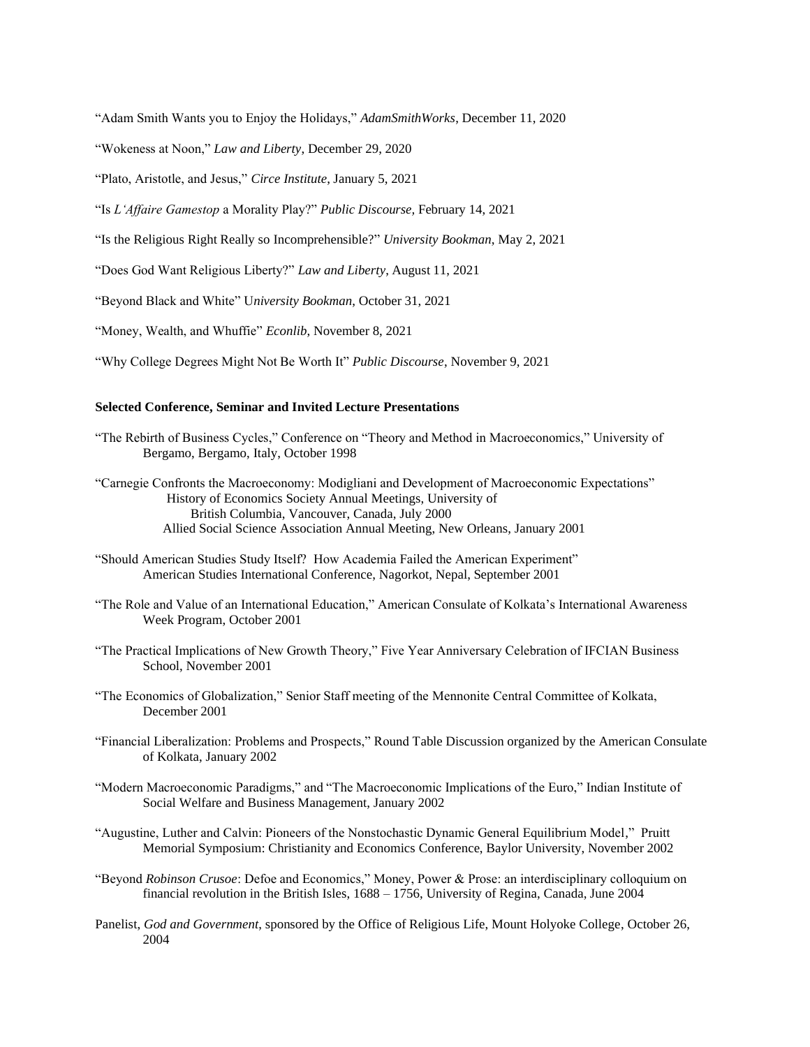"Adam Smith Wants you to Enjoy the Holidays," *AdamSmithWorks*, December 11, 2020

"Wokeness at Noon," *Law and Liberty*, December 29, 2020

"Plato, Aristotle, and Jesus," *Circe Institute*, January 5, 2021

"Is *L'Affaire Gamestop* a Morality Play?" *Public Discourse,* February 14, 2021

"Is the Religious Right Really so Incomprehensible?" *University Bookman,* May 2, 2021

"Does God Want Religious Liberty?" *Law and Liberty*, August 11, 2021

"Beyond Black and White" U*niversity Bookman*, October 31, 2021

"Money, Wealth, and Whuffie" *Econlib*, November 8, 2021

"Why College Degrees Might Not Be Worth It" *Public Discourse*, November 9, 2021

**Selected Conference, Seminar and Invited Lecture Presentations**

"The Rebirth of Business Cycles," Conference on "Theory and Method in Macroeconomics," University of Bergamo, Bergamo, Italy, October 1998

"Carnegie Confronts the Macroeconomy: Modigliani and Development of Macroeconomic Expectations"
History of Economics Society Annual Meetings, University of British Columbia, Vancouver, Canada, July 2000
Allied Social Science Association Annual Meeting, New Orleans, January 2001

"Should American Studies Study Itself? How Academia Failed the American Experiment"
American Studies International Conference, Nagorkot, Nepal, September 2001

"The Role and Value of an International Education," American Consulate of Kolkata's International Awareness Week Program, October 2001

"The Practical Implications of New Growth Theory," Five Year Anniversary Celebration of IFCIAN Business School, November 2001

"The Economics of Globalization," Senior Staff meeting of the Mennonite Central Committee of Kolkata, December 2001

"Financial Liberalization: Problems and Prospects," Round Table Discussion organized by the American Consulate of Kolkata, January 2002

"Modern Macroeconomic Paradigms," and "The Macroeconomic Implications of the Euro," Indian Institute of Social Welfare and Business Management, January 2002

"Augustine, Luther and Calvin: Pioneers of the Nonstochastic Dynamic General Equilibrium Model," Pruitt Memorial Symposium: Christianity and Economics Conference, Baylor University, November 2002

"Beyond *Robinson Crusoe*: Defoe and Economics," Money, Power & Prose: an interdisciplinary colloquium on financial revolution in the British Isles, 1688 – 1756, University of Regina, Canada, June 2004

Panelist, *God and Government*, sponsored by the Office of Religious Life, Mount Holyoke College, October 26, 2004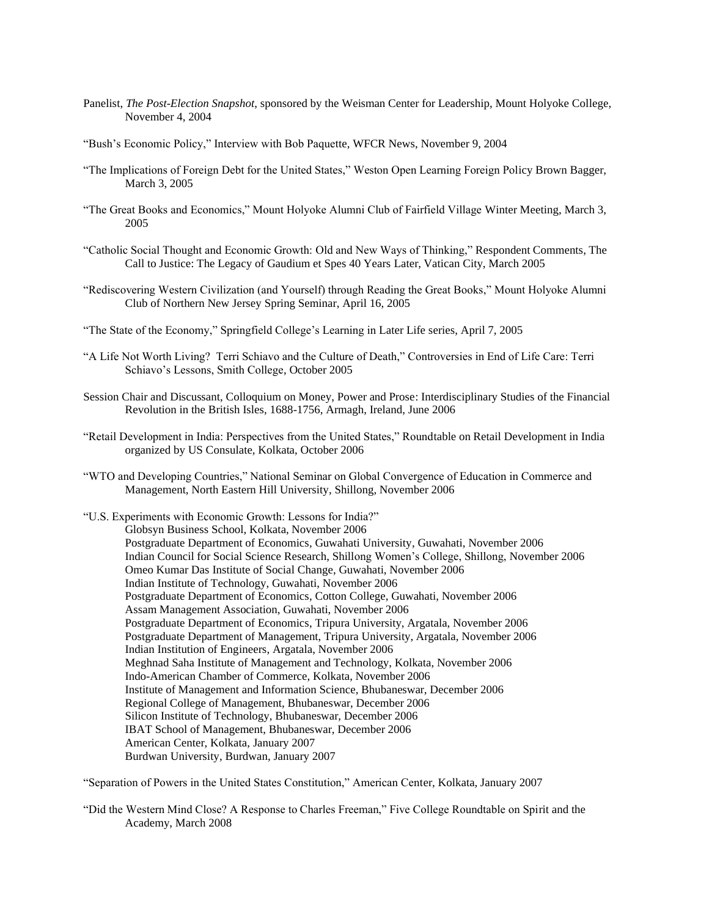Panelist, *The Post-Election Snapshot*, sponsored by the Weisman Center for Leadership, Mount Holyoke College, November 4, 2004

"Bush's Economic Policy," Interview with Bob Paquette, WFCR News, November 9, 2004

"The Implications of Foreign Debt for the United States," Weston Open Learning Foreign Policy Brown Bagger, March 3, 2005

"The Great Books and Economics," Mount Holyoke Alumni Club of Fairfield Village Winter Meeting, March 3, 2005

"Catholic Social Thought and Economic Growth: Old and New Ways of Thinking," Respondent Comments, The Call to Justice: The Legacy of Gaudium et Spes 40 Years Later, Vatican City, March 2005

"Rediscovering Western Civilization (and Yourself) through Reading the Great Books," Mount Holyoke Alumni Club of Northern New Jersey Spring Seminar, April 16, 2005

"The State of the Economy," Springfield College's Learning in Later Life series, April 7, 2005

"A Life Not Worth Living? Terri Schiavo and the Culture of Death," Controversies in End of Life Care: Terri Schiavo's Lessons, Smith College, October 2005

Session Chair and Discussant, Colloquium on Money, Power and Prose: Interdisciplinary Studies of the Financial Revolution in the British Isles, 1688-1756, Armagh, Ireland, June 2006

"Retail Development in India: Perspectives from the United States," Roundtable on Retail Development in India organized by US Consulate, Kolkata, October 2006

"WTO and Developing Countries," National Seminar on Global Convergence of Education in Commerce and Management, North Eastern Hill University, Shillong, November 2006

"U.S. Experiments with Economic Growth: Lessons for India?"
- Globsyn Business School, Kolkata, November 2006
- Postgraduate Department of Economics, Guwahati University, Guwahati, November 2006
- Indian Council for Social Science Research, Shillong Women's College, Shillong, November 2006
- Omeo Kumar Das Institute of Social Change, Guwahati, November 2006
- Indian Institute of Technology, Guwahati, November 2006
- Postgraduate Department of Economics, Cotton College, Guwahati, November 2006
- Assam Management Association, Guwahati, November 2006
- Postgraduate Department of Economics, Tripura University, Argatala, November 2006
- Postgraduate Department of Management, Tripura University, Argatala, November 2006
- Indian Institution of Engineers, Argatala, November 2006
- Meghnad Saha Institute of Management and Technology, Kolkata, November 2006
- Indo-American Chamber of Commerce, Kolkata, November 2006
- Institute of Management and Information Science, Bhubaneswar, December 2006
- Regional College of Management, Bhubaneswar, December 2006
- Silicon Institute of Technology, Bhubaneswar, December 2006
- IBAT School of Management, Bhubaneswar, December 2006
- American Center, Kolkata, January 2007
- Burdwan University, Burdwan, January 2007

"Separation of Powers in the United States Constitution," American Center, Kolkata, January 2007

"Did the Western Mind Close? A Response to Charles Freeman," Five College Roundtable on Spirit and the Academy, March 2008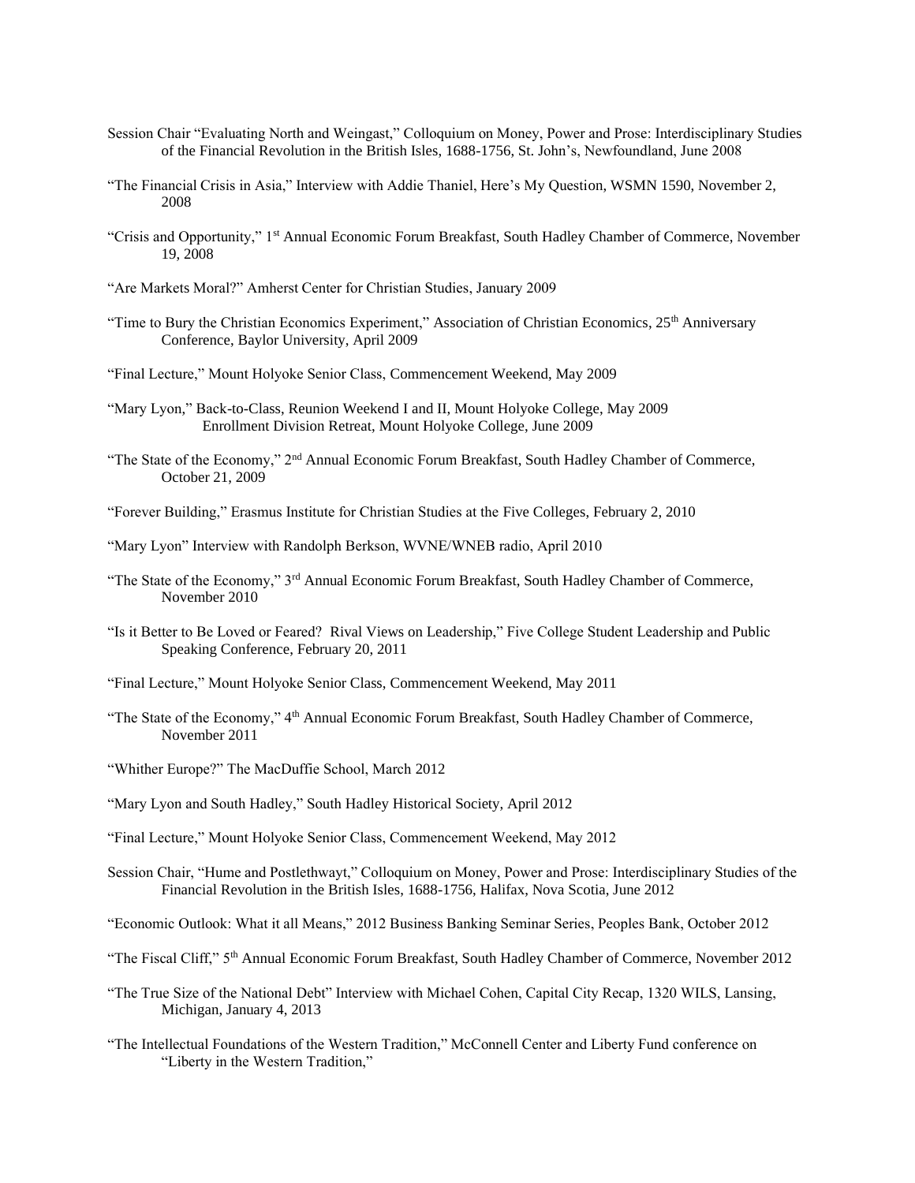Session Chair "Evaluating North and Weingast," Colloquium on Money, Power and Prose: Interdisciplinary Studies of the Financial Revolution in the British Isles, 1688-1756, St. John's, Newfoundland, June 2008

"The Financial Crisis in Asia," Interview with Addie Thaniel, Here's My Question, WSMN 1590, November 2, 2008

"Crisis and Opportunity," 1st Annual Economic Forum Breakfast, South Hadley Chamber of Commerce, November 19, 2008

"Are Markets Moral?" Amherst Center for Christian Studies, January 2009

"Time to Bury the Christian Economics Experiment," Association of Christian Economics, 25th Anniversary Conference, Baylor University, April 2009

"Final Lecture," Mount Holyoke Senior Class, Commencement Weekend, May 2009

"Mary Lyon," Back-to-Class, Reunion Weekend I and II, Mount Holyoke College, May 2009
Enrollment Division Retreat, Mount Holyoke College, June 2009

"The State of the Economy," 2nd Annual Economic Forum Breakfast, South Hadley Chamber of Commerce, October 21, 2009

"Forever Building," Erasmus Institute for Christian Studies at the Five Colleges, February 2, 2010

"Mary Lyon" Interview with Randolph Berkson, WVNE/WNEB radio, April 2010

"The State of the Economy," 3rd Annual Economic Forum Breakfast, South Hadley Chamber of Commerce, November 2010

"Is it Better to Be Loved or Feared? Rival Views on Leadership," Five College Student Leadership and Public Speaking Conference, February 20, 2011

"Final Lecture," Mount Holyoke Senior Class, Commencement Weekend, May 2011

"The State of the Economy," 4th Annual Economic Forum Breakfast, South Hadley Chamber of Commerce, November 2011

"Whither Europe?" The MacDuffie School, March 2012

"Mary Lyon and South Hadley," South Hadley Historical Society, April 2012

"Final Lecture," Mount Holyoke Senior Class, Commencement Weekend, May 2012

Session Chair, "Hume and Postlethwayt," Colloquium on Money, Power and Prose: Interdisciplinary Studies of the Financial Revolution in the British Isles, 1688-1756, Halifax, Nova Scotia, June 2012

"Economic Outlook: What it all Means," 2012 Business Banking Seminar Series, Peoples Bank, October 2012

"The Fiscal Cliff," 5th Annual Economic Forum Breakfast, South Hadley Chamber of Commerce, November 2012

"The True Size of the National Debt" Interview with Michael Cohen, Capital City Recap, 1320 WILS, Lansing, Michigan, January 4, 2013

"The Intellectual Foundations of the Western Tradition," McConnell Center and Liberty Fund conference on "Liberty in the Western Tradition,"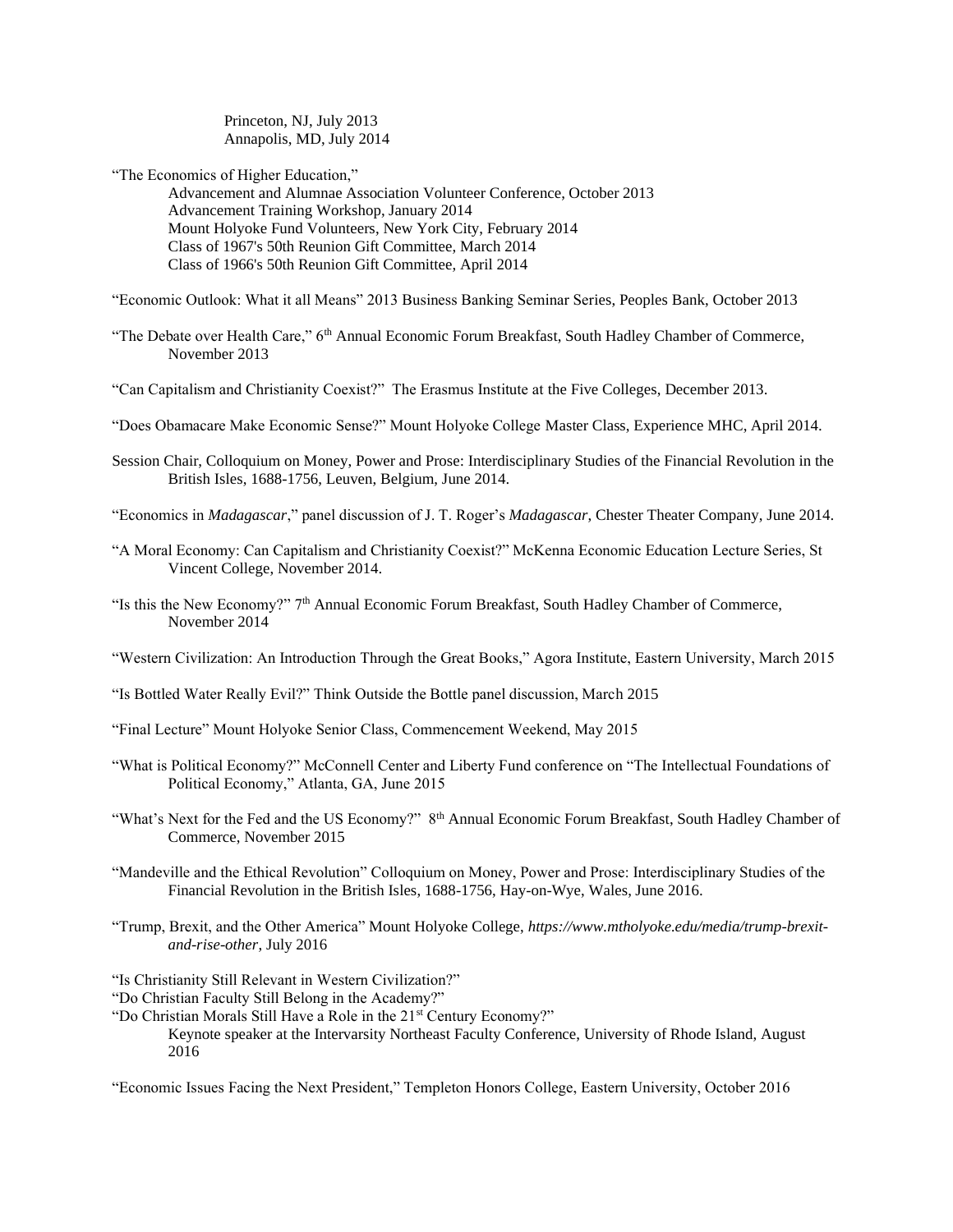Princeton, NJ, July 2013
Annapolis, MD, July 2014

"The Economics of Higher Education,"
Advancement and Alumnae Association Volunteer Conference, October 2013
Advancement Training Workshop, January 2014
Mount Holyoke Fund Volunteers, New York City, February 2014
Class of 1967's 50th Reunion Gift Committee, March 2014
Class of 1966's 50th Reunion Gift Committee, April 2014

"Economic Outlook: What it all Means" 2013 Business Banking Seminar Series, Peoples Bank, October 2013

"The Debate over Health Care," 6th Annual Economic Forum Breakfast, South Hadley Chamber of Commerce, November 2013

"Can Capitalism and Christianity Coexist?" The Erasmus Institute at the Five Colleges, December 2013.

"Does Obamacare Make Economic Sense?" Mount Holyoke College Master Class, Experience MHC, April 2014.

Session Chair, Colloquium on Money, Power and Prose: Interdisciplinary Studies of the Financial Revolution in the British Isles, 1688-1756, Leuven, Belgium, June 2014.

"Economics in *Madagascar*," panel discussion of J. T. Roger's *Madagascar,* Chester Theater Company, June 2014.

"A Moral Economy: Can Capitalism and Christianity Coexist?" McKenna Economic Education Lecture Series, St Vincent College, November 2014.

"Is this the New Economy?" 7th Annual Economic Forum Breakfast, South Hadley Chamber of Commerce, November 2014

"Western Civilization: An Introduction Through the Great Books," Agora Institute, Eastern University, March 2015

"Is Bottled Water Really Evil?" Think Outside the Bottle panel discussion, March 2015

"Final Lecture" Mount Holyoke Senior Class, Commencement Weekend, May 2015

"What is Political Economy?" McConnell Center and Liberty Fund conference on "The Intellectual Foundations of Political Economy," Atlanta, GA, June 2015

"What's Next for the Fed and the US Economy?" 8th Annual Economic Forum Breakfast, South Hadley Chamber of Commerce, November 2015

"Mandeville and the Ethical Revolution" Colloquium on Money, Power and Prose: Interdisciplinary Studies of the Financial Revolution in the British Isles, 1688-1756, Hay-on-Wye, Wales, June 2016.

"Trump, Brexit, and the Other America" Mount Holyoke College, *https://www.mtholyoke.edu/media/trump-brexit-and-rise-other*, July 2016

"Is Christianity Still Relevant in Western Civilization?"
"Do Christian Faculty Still Belong in the Academy?"
"Do Christian Morals Still Have a Role in the 21st Century Economy?"
Keynote speaker at the Intervarsity Northeast Faculty Conference, University of Rhode Island, August 2016

"Economic Issues Facing the Next President," Templeton Honors College, Eastern University, October 2016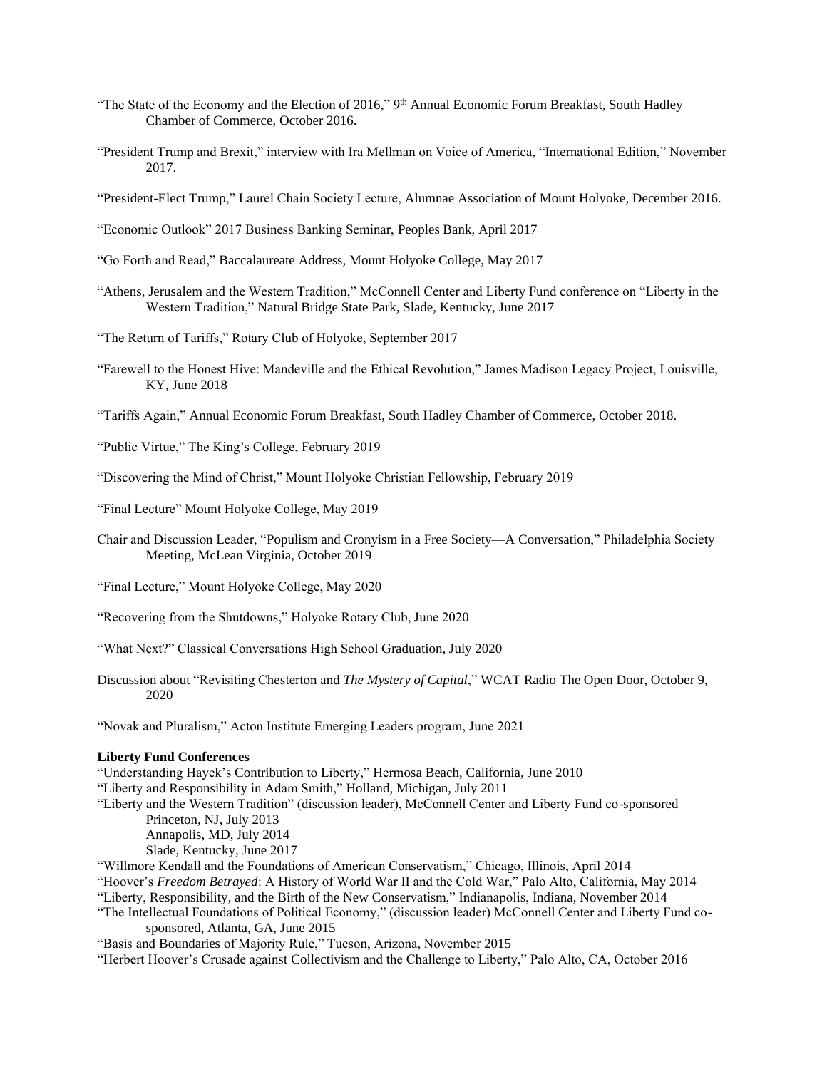"The State of the Economy and the Election of 2016," 9th Annual Economic Forum Breakfast, South Hadley Chamber of Commerce, October 2016.

"President Trump and Brexit," interview with Ira Mellman on Voice of America, "International Edition," November 2017.

"President-Elect Trump," Laurel Chain Society Lecture, Alumnae Association of Mount Holyoke, December 2016.

"Economic Outlook" 2017 Business Banking Seminar, Peoples Bank, April 2017

"Go Forth and Read," Baccalaureate Address, Mount Holyoke College, May 2017

"Athens, Jerusalem and the Western Tradition," McConnell Center and Liberty Fund conference on "Liberty in the Western Tradition," Natural Bridge State Park, Slade, Kentucky, June 2017

"The Return of Tariffs," Rotary Club of Holyoke, September 2017

"Farewell to the Honest Hive: Mandeville and the Ethical Revolution," James Madison Legacy Project, Louisville, KY, June 2018

"Tariffs Again," Annual Economic Forum Breakfast, South Hadley Chamber of Commerce, October 2018.

"Public Virtue," The King's College, February 2019

"Discovering the Mind of Christ," Mount Holyoke Christian Fellowship, February 2019

"Final Lecture" Mount Holyoke College, May 2019

Chair and Discussion Leader, "Populism and Cronyism in a Free Society—A Conversation," Philadelphia Society Meeting, McLean Virginia, October 2019

"Final Lecture," Mount Holyoke College, May 2020

"Recovering from the Shutdowns," Holyoke Rotary Club, June 2020

"What Next?" Classical Conversations High School Graduation, July 2020

Discussion about "Revisiting Chesterton and *The Mystery of Capital*," WCAT Radio The Open Door, October 9, 2020

"Novak and Pluralism," Acton Institute Emerging Leaders program, June 2021

**Liberty Fund Conferences**

"Understanding Hayek's Contribution to Liberty," Hermosa Beach, California, June 2010
"Liberty and Responsibility in Adam Smith," Holland, Michigan, July 2011
"Liberty and the Western Tradition" (discussion leader), McConnell Center and Liberty Fund co-sponsored
    Princeton, NJ, July 2013
    Annapolis, MD, July 2014
    Slade, Kentucky, June 2017
"Willmore Kendall and the Foundations of American Conservatism," Chicago, Illinois, April 2014
"Hoover's *Freedom Betrayed*: A History of World War II and the Cold War," Palo Alto, California, May 2014
"Liberty, Responsibility, and the Birth of the New Conservatism," Indianapolis, Indiana, November 2014
"The Intellectual Foundations of Political Economy," (discussion leader) McConnell Center and Liberty Fund co-sponsored, Atlanta, GA, June 2015
"Basis and Boundaries of Majority Rule," Tucson, Arizona, November 2015
"Herbert Hoover's Crusade against Collectivism and the Challenge to Liberty," Palo Alto, CA, October 2016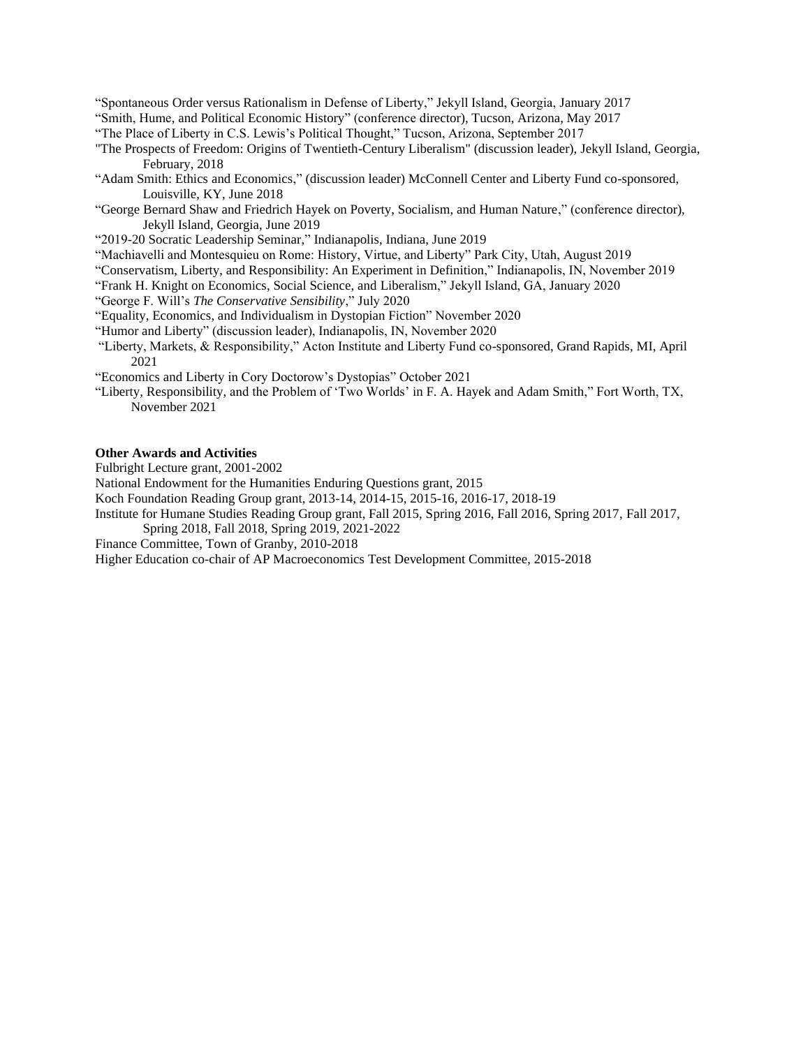"Spontaneous Order versus Rationalism in Defense of Liberty," Jekyll Island, Georgia, January 2017

"Smith, Hume, and Political Economic History" (conference director), Tucson, Arizona, May 2017

"The Place of Liberty in C.S. Lewis's Political Thought," Tucson, Arizona, September 2017

"The Prospects of Freedom: Origins of Twentieth-Century Liberalism" (discussion leader), Jekyll Island, Georgia, February, 2018

"Adam Smith: Ethics and Economics," (discussion leader) McConnell Center and Liberty Fund co-sponsored, Louisville, KY, June 2018

"George Bernard Shaw and Friedrich Hayek on Poverty, Socialism, and Human Nature," (conference director), Jekyll Island, Georgia, June 2019

"2019-20 Socratic Leadership Seminar," Indianapolis, Indiana, June 2019

"Machiavelli and Montesquieu on Rome: History, Virtue, and Liberty" Park City, Utah, August 2019

"Conservatism, Liberty, and Responsibility: An Experiment in Definition," Indianapolis, IN, November 2019

"Frank H. Knight on Economics, Social Science, and Liberalism," Jekyll Island, GA, January 2020

"George F. Will's *The Conservative Sensibility*," July 2020

"Equality, Economics, and Individualism in Dystopian Fiction" November 2020

"Humor and Liberty" (discussion leader), Indianapolis, IN, November 2020

"Liberty, Markets, & Responsibility," Acton Institute and Liberty Fund co-sponsored, Grand Rapids, MI, April 2021

"Economics and Liberty in Cory Doctorow's Dystopias" October 2021

"Liberty, Responsibility, and the Problem of 'Two Worlds' in F. A. Hayek and Adam Smith," Fort Worth, TX, November 2021

**Other Awards and Activities**

Fulbright Lecture grant, 2001-2002

National Endowment for the Humanities Enduring Questions grant, 2015

Koch Foundation Reading Group grant, 2013-14, 2014-15, 2015-16, 2016-17, 2018-19

Institute for Humane Studies Reading Group grant, Fall 2015, Spring 2016, Fall 2016, Spring 2017, Fall 2017, Spring 2018, Fall 2018, Spring 2019, 2021-2022

Finance Committee, Town of Granby, 2010-2018

Higher Education co-chair of AP Macroeconomics Test Development Committee, 2015-2018